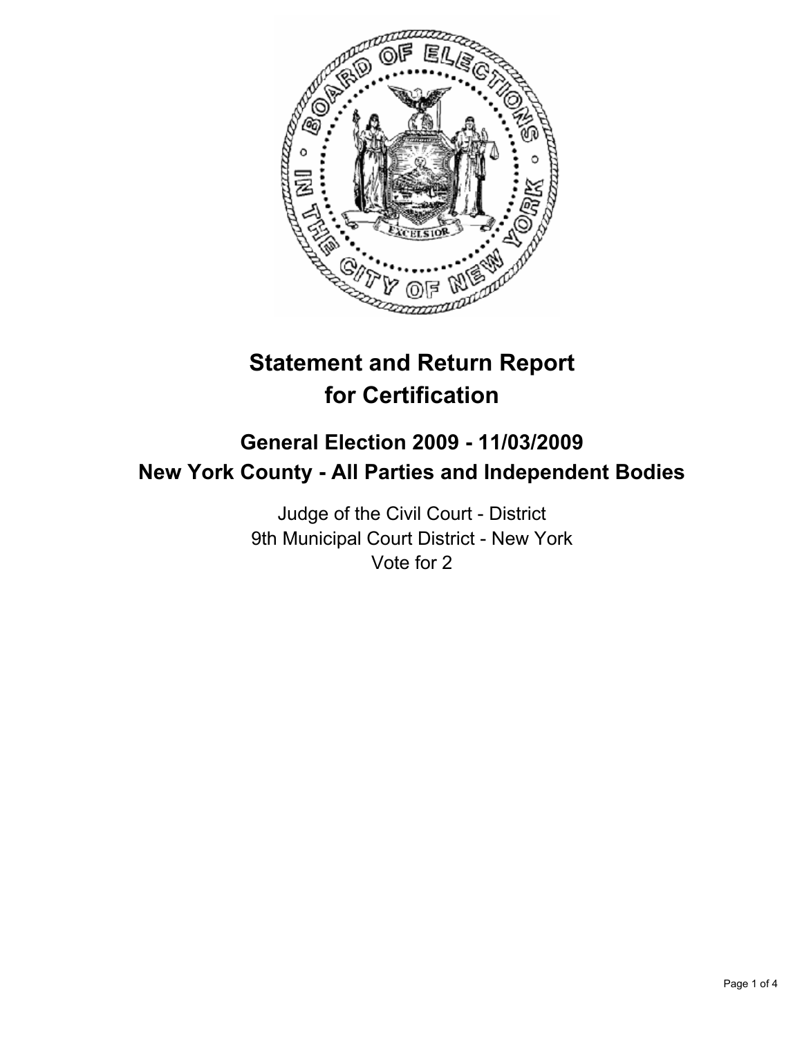# Statement and Return Report for Certification

## General Election 2009 - 11/03/2009
## New York County - All Parties and Independent Bodies

Judge of the Civil Court - District
9th Municipal Court District - New York
Vote for 2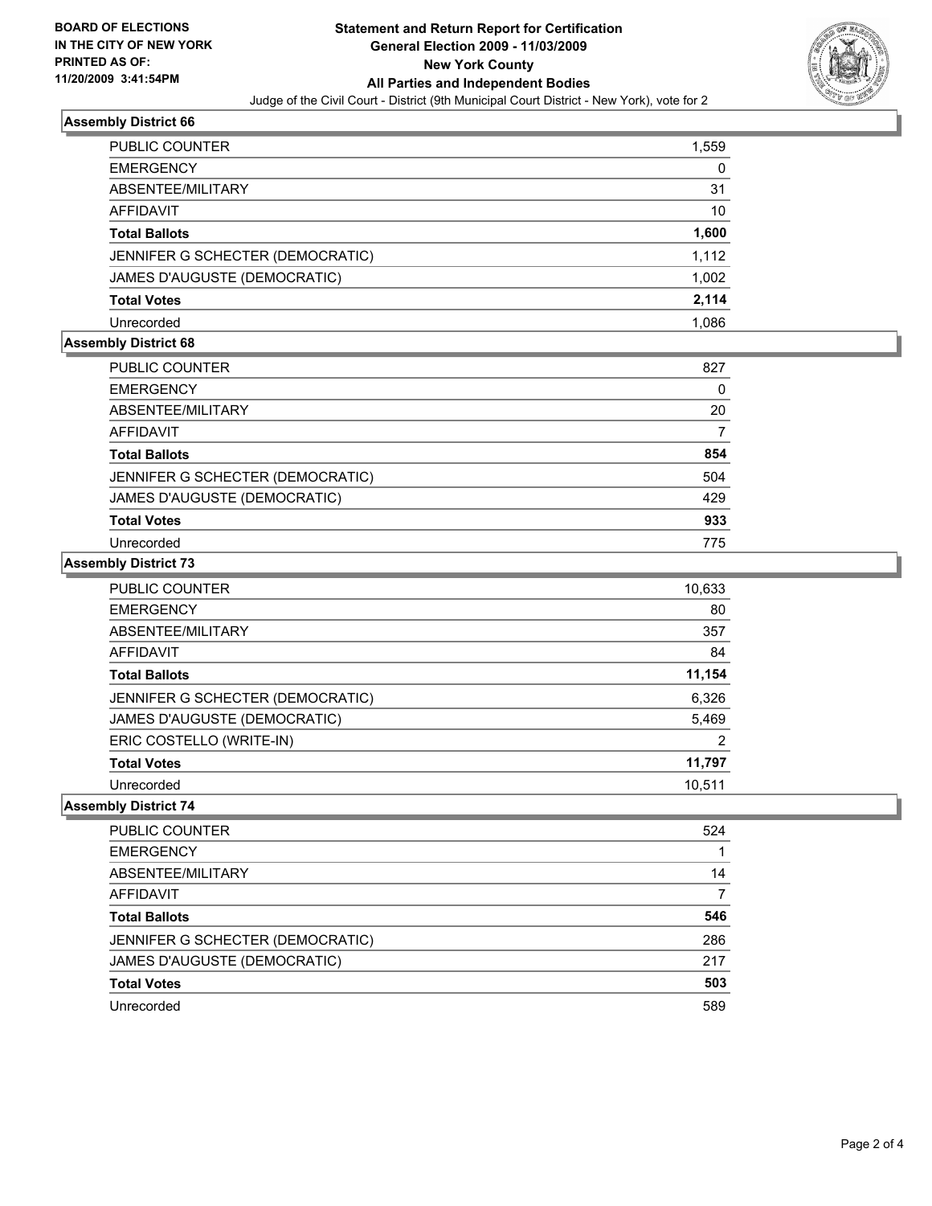**BOARD OF ELECTIONS IN THE CITY OF NEW YORK PRINTED AS OF: 11/20/2009 3:41:54PM**

# Statement and Return Report for Certification General Election 2009 - 11/03/2009 New York County All Parties and Independent Bodies

Judge of the Civil Court - District (9th Municipal Court District - New York), vote for 2

## Assembly District 66

| | |
|---|---|
| PUBLIC COUNTER | 1,559 |
| EMERGENCY | 0 |
| ABSENTEE/MILITARY | 31 |
| AFFIDAVIT | 10 |
| **Total Ballots** | **1,600** |
| JENNIFER G SCHECTER (DEMOCRATIC) | 1,112 |
| JAMES D'AUGUSTE (DEMOCRATIC) | 1,002 |
| **Total Votes** | **2,114** |
| Unrecorded | 1,086 |

## Assembly District 68

| | |
|---|---|
| PUBLIC COUNTER | 827 |
| EMERGENCY | 0 |
| ABSENTEE/MILITARY | 20 |
| AFFIDAVIT | 7 |
| **Total Ballots** | **854** |
| JENNIFER G SCHECTER (DEMOCRATIC) | 504 |
| JAMES D'AUGUSTE (DEMOCRATIC) | 429 |
| **Total Votes** | **933** |
| Unrecorded | 775 |

## Assembly District 73

| | |
|---|---|
| PUBLIC COUNTER | 10,633 |
| EMERGENCY | 80 |
| ABSENTEE/MILITARY | 357 |
| AFFIDAVIT | 84 |
| **Total Ballots** | **11,154** |
| JENNIFER G SCHECTER (DEMOCRATIC) | 6,326 |
| JAMES D'AUGUSTE (DEMOCRATIC) | 5,469 |
| ERIC COSTELLO (WRITE-IN) | 2 |
| **Total Votes** | **11,797** |
| Unrecorded | 10,511 |

## Assembly District 74

| | |
|---|---|
| PUBLIC COUNTER | 524 |
| EMERGENCY | 1 |
| ABSENTEE/MILITARY | 14 |
| AFFIDAVIT | 7 |
| **Total Ballots** | **546** |
| JENNIFER G SCHECTER (DEMOCRATIC) | 286 |
| JAMES D'AUGUSTE (DEMOCRATIC) | 217 |
| **Total Votes** | **503** |
| Unrecorded | 589 |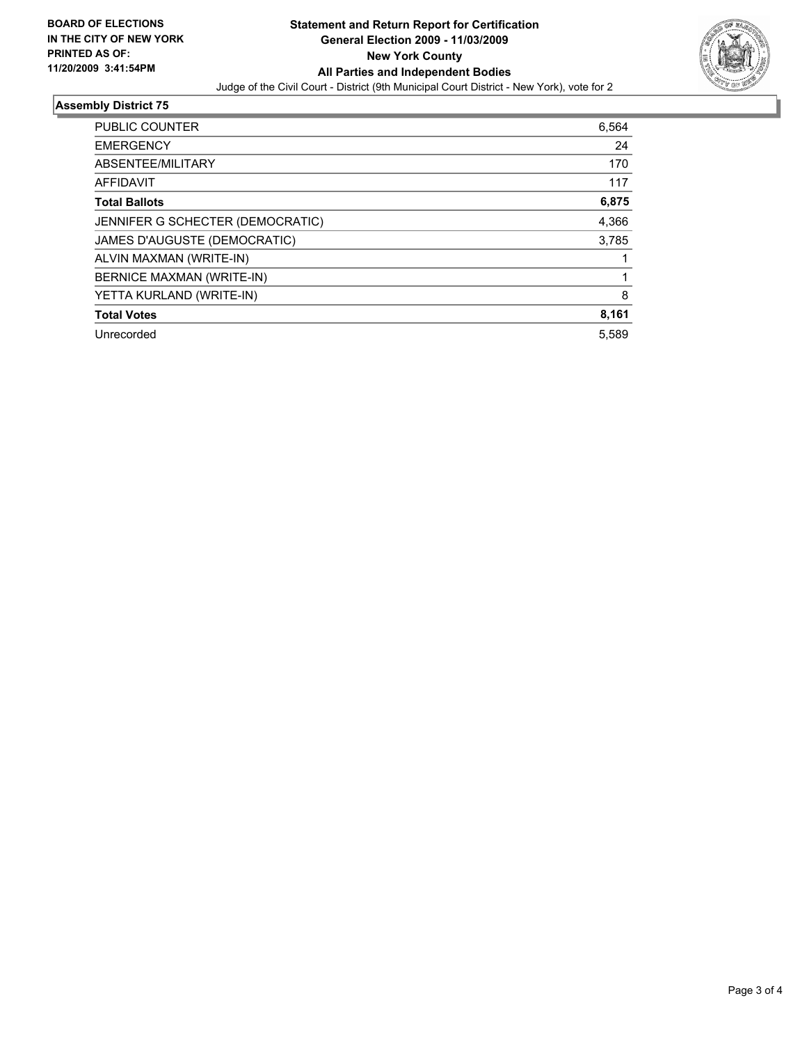**BOARD OF ELECTIONS IN THE CITY OF NEW YORK**
**PRINTED AS OF: 11/20/2009 3:41:54PM**

**Statement and Return Report for Certification**
**General Election 2009 - 11/03/2009**
**New York County**
**All Parties and Independent Bodies**
Judge of the Civil Court - District (9th Municipal Court District - New York), vote for 2

## Assembly District 75

| | |
|---|---|
| PUBLIC COUNTER | 6,564 |
| EMERGENCY | 24 |
| ABSENTEE/MILITARY | 170 |
| AFFIDAVIT | 117 |
| **Total Ballots** | **6,875** |
| JENNIFER G SCHECTER (DEMOCRATIC) | 4,366 |
| JAMES D'AUGUSTE (DEMOCRATIC) | 3,785 |
| ALVIN MAXMAN (WRITE-IN) | 1 |
| BERNICE MAXMAN (WRITE-IN) | 1 |
| YETTA KURLAND (WRITE-IN) | 8 |
| **Total Votes** | **8,161** |
| Unrecorded | 5,589 |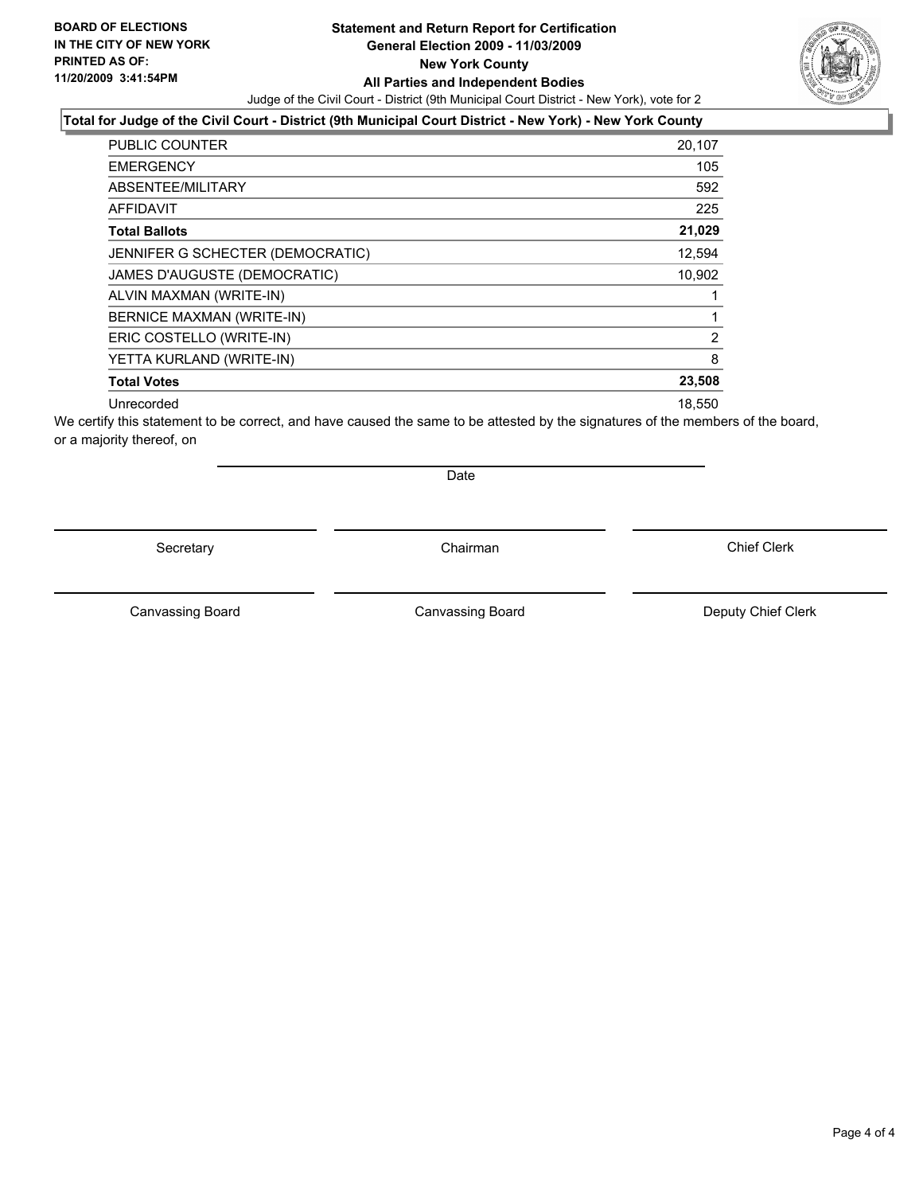**BOARD OF ELECTIONS IN THE CITY OF NEW YORK PRINTED AS OF: 11/20/2009 3:41:54PM**

# Statement and Return Report for Certification General Election 2009 - 11/03/2009 New York County All Parties and Independent Bodies

Judge of the Civil Court - District (9th Municipal Court District - New York), vote for 2

## Total for Judge of the Civil Court - District (9th Municipal Court District - New York) - New York County

| | |
|---|---|
| PUBLIC COUNTER | 20,107 |
| EMERGENCY | 105 |
| ABSENTEE/MILITARY | 592 |
| AFFIDAVIT | 225 |
| **Total Ballots** | **21,029** |
| JENNIFER G SCHECTER (DEMOCRATIC) | 12,594 |
| JAMES D'AUGUSTE (DEMOCRATIC) | 10,902 |
| ALVIN MAXMAN (WRITE-IN) | 1 |
| BERNICE MAXMAN (WRITE-IN) | 1 |
| ERIC COSTELLO (WRITE-IN) | 2 |
| YETTA KURLAND (WRITE-IN) | 8 |
| **Total Votes** | **23,508** |
| Unrecorded | 18,550 |

We certify this statement to be correct, and have caused the same to be attested by the signatures of the members of the board, or a majority thereof, on

Date

Secretary | Chairman | Chief Clerk

Canvassing Board | Canvassing Board | Deputy Chief Clerk